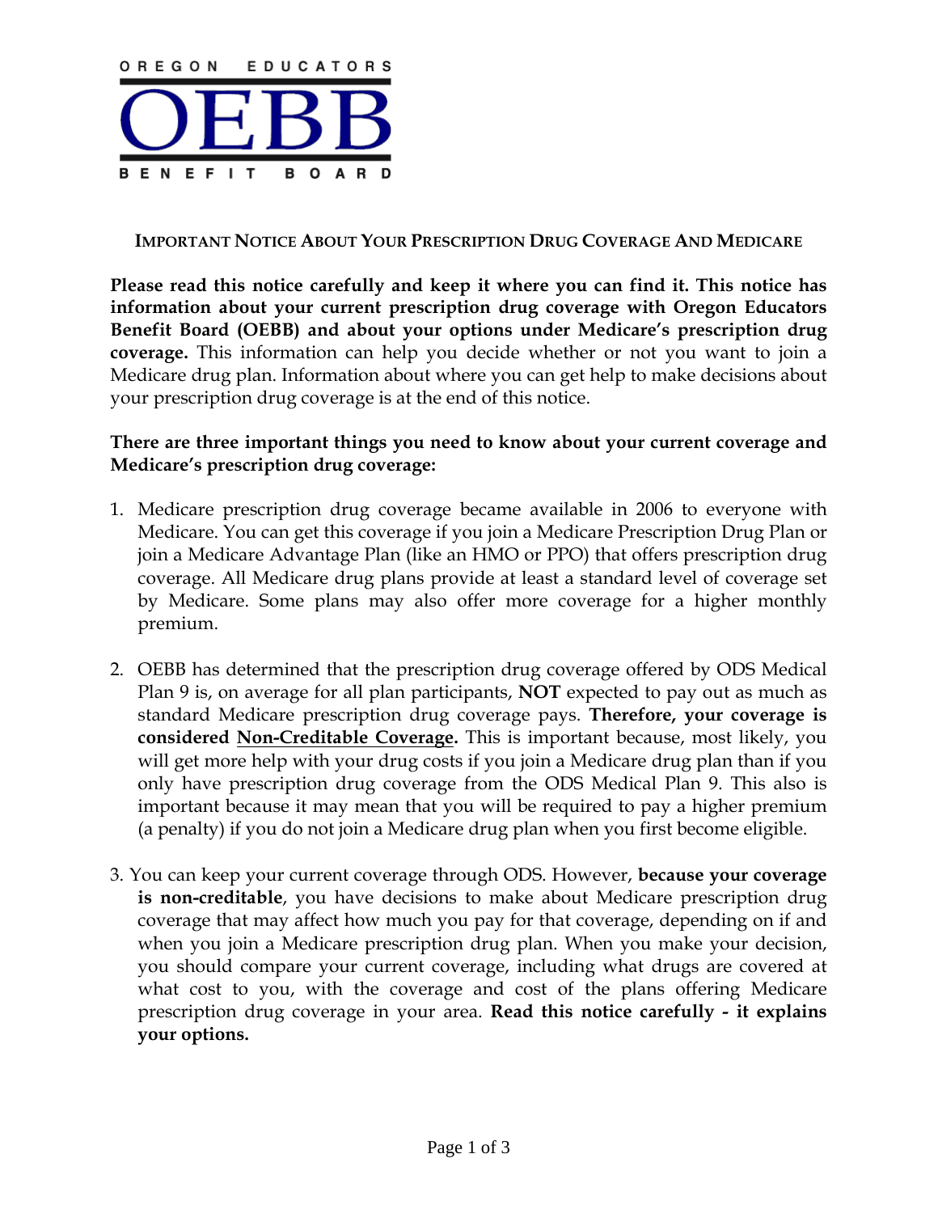OREGON EDUCATORS

OEBB

BENEFIT BOARD

## IMPORTANT NOTICE ABOUT YOUR PRESCRIPTION DRUG COVERAGE AND MEDICARE

**Please read this notice carefully and keep it where you can find it. This notice has information about your current prescription drug coverage with Oregon Educators Benefit Board (OEBB) and about your options under Medicare's prescription drug coverage.** This information can help you decide whether or not you want to join a Medicare drug plan. Information about where you can get help to make decisions about your prescription drug coverage is at the end of this notice.

**There are three important things you need to know about your current coverage and Medicare's prescription drug coverage:**

1. Medicare prescription drug coverage became available in 2006 to everyone with Medicare. You can get this coverage if you join a Medicare Prescription Drug Plan or join a Medicare Advantage Plan (like an HMO or PPO) that offers prescription drug coverage. All Medicare drug plans provide at least a standard level of coverage set by Medicare. Some plans may also offer more coverage for a higher monthly premium.

2. OEBB has determined that the prescription drug coverage offered by ODS Medical Plan 9 is, on average for all plan participants, **NOT** expected to pay out as much as standard Medicare prescription drug coverage pays. **Therefore, your coverage is considered <u>Non-Creditable Coverage</u>.** This is important because, most likely, you will get more help with your drug costs if you join a Medicare drug plan than if you only have prescription drug coverage from the ODS Medical Plan 9. This also is important because it may mean that you will be required to pay a higher premium (a penalty) if you do not join a Medicare drug plan when you first become eligible.

3. You can keep your current coverage through ODS. However, **because your coverage is non-creditable**, you have decisions to make about Medicare prescription drug coverage that may affect how much you pay for that coverage, depending on if and when you join a Medicare prescription drug plan. When you make your decision, you should compare your current coverage, including what drugs are covered at what cost to you, with the coverage and cost of the plans offering Medicare prescription drug coverage in your area. **Read this notice carefully - it explains your options.**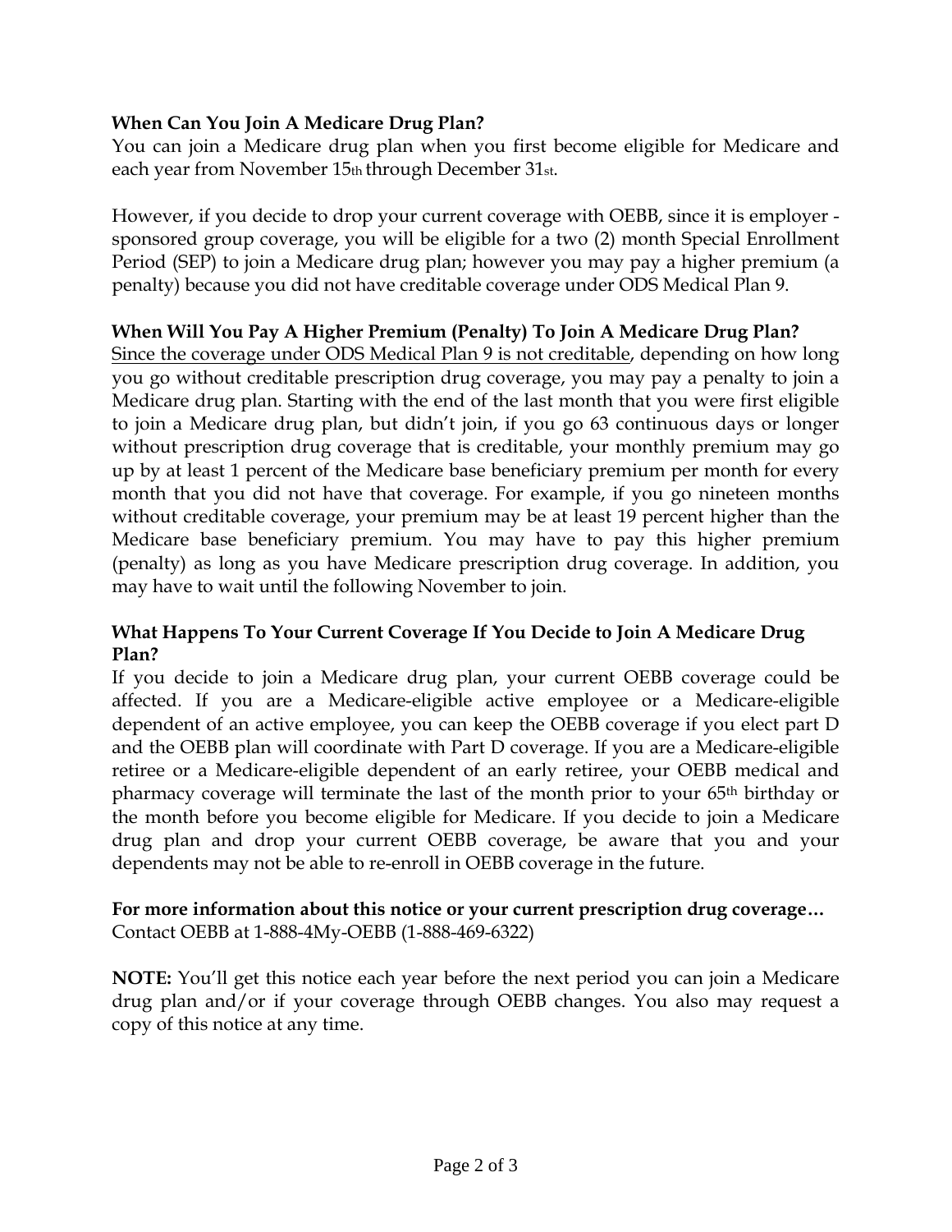**When Can You Join A Medicare Drug Plan?**

You can join a Medicare drug plan when you first become eligible for Medicare and each year from November 15th through December 31st.

However, if you decide to drop your current coverage with OEBB, since it is employer - sponsored group coverage, you will be eligible for a two (2) month Special Enrollment Period (SEP) to join a Medicare drug plan; however you may pay a higher premium (a penalty) because you did not have creditable coverage under ODS Medical Plan 9.

**When Will You Pay A Higher Premium (Penalty) To Join A Medicare Drug Plan?**

Since the coverage under ODS Medical Plan 9 is not creditable, depending on how long you go without creditable prescription drug coverage, you may pay a penalty to join a Medicare drug plan. Starting with the end of the last month that you were first eligible to join a Medicare drug plan, but didn't join, if you go 63 continuous days or longer without prescription drug coverage that is creditable, your monthly premium may go up by at least 1 percent of the Medicare base beneficiary premium per month for every month that you did not have that coverage. For example, if you go nineteen months without creditable coverage, your premium may be at least 19 percent higher than the Medicare base beneficiary premium. You may have to pay this higher premium (penalty) as long as you have Medicare prescription drug coverage. In addition, you may have to wait until the following November to join.

**What Happens To Your Current Coverage If You Decide to Join A Medicare Drug Plan?**

If you decide to join a Medicare drug plan, your current OEBB coverage could be affected. If you are a Medicare-eligible active employee or a Medicare-eligible dependent of an active employee, you can keep the OEBB coverage if you elect part D and the OEBB plan will coordinate with Part D coverage. If you are a Medicare-eligible retiree or a Medicare-eligible dependent of an early retiree, your OEBB medical and pharmacy coverage will terminate the last of the month prior to your 65th birthday or the month before you become eligible for Medicare. If you decide to join a Medicare drug plan and drop your current OEBB coverage, be aware that you and your dependents may not be able to re-enroll in OEBB coverage in the future.

**For more information about this notice or your current prescription drug coverage…**
Contact OEBB at 1-888-4My-OEBB (1-888-469-6322)

**NOTE:** You'll get this notice each year before the next period you can join a Medicare drug plan and/or if your coverage through OEBB changes. You also may request a copy of this notice at any time.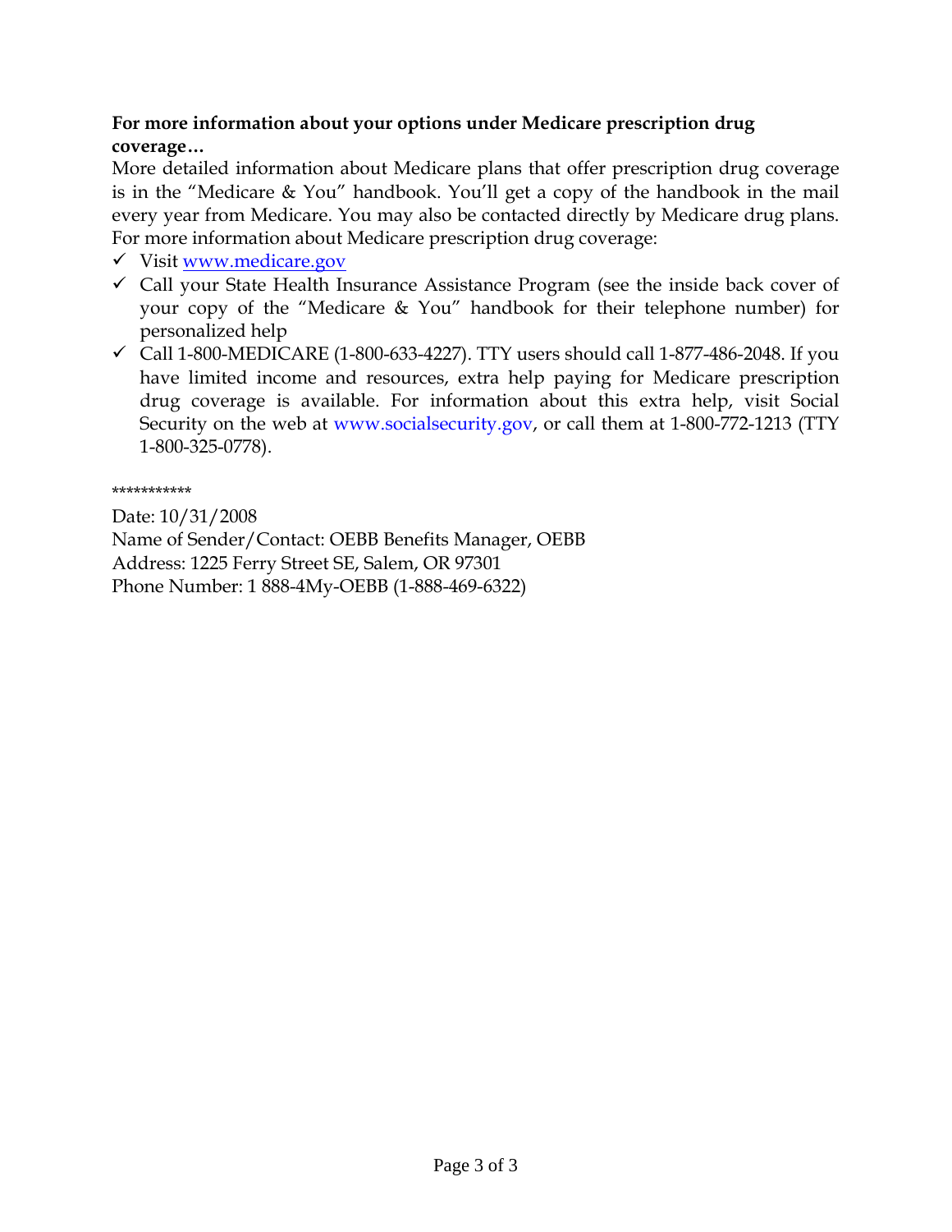**For more information about your options under Medicare prescription drug coverage…**

More detailed information about Medicare plans that offer prescription drug coverage is in the "Medicare & You" handbook. You'll get a copy of the handbook in the mail every year from Medicare. You may also be contacted directly by Medicare drug plans. For more information about Medicare prescription drug coverage:

- ✓ Visit www.medicare.gov
- ✓ Call your State Health Insurance Assistance Program (see the inside back cover of your copy of the "Medicare & You" handbook for their telephone number) for personalized help
- ✓ Call 1-800-MEDICARE (1-800-633-4227). TTY users should call 1-877-486-2048. If you have limited income and resources, extra help paying for Medicare prescription drug coverage is available. For information about this extra help, visit Social Security on the web at www.socialsecurity.gov, or call them at 1-800-772-1213 (TTY 1-800-325-0778).

***********

Date: 10/31/2008
Name of Sender/Contact: OEBB Benefits Manager, OEBB
Address: 1225 Ferry Street SE, Salem, OR 97301
Phone Number: 1 888-4My-OEBB (1-888-469-6322)